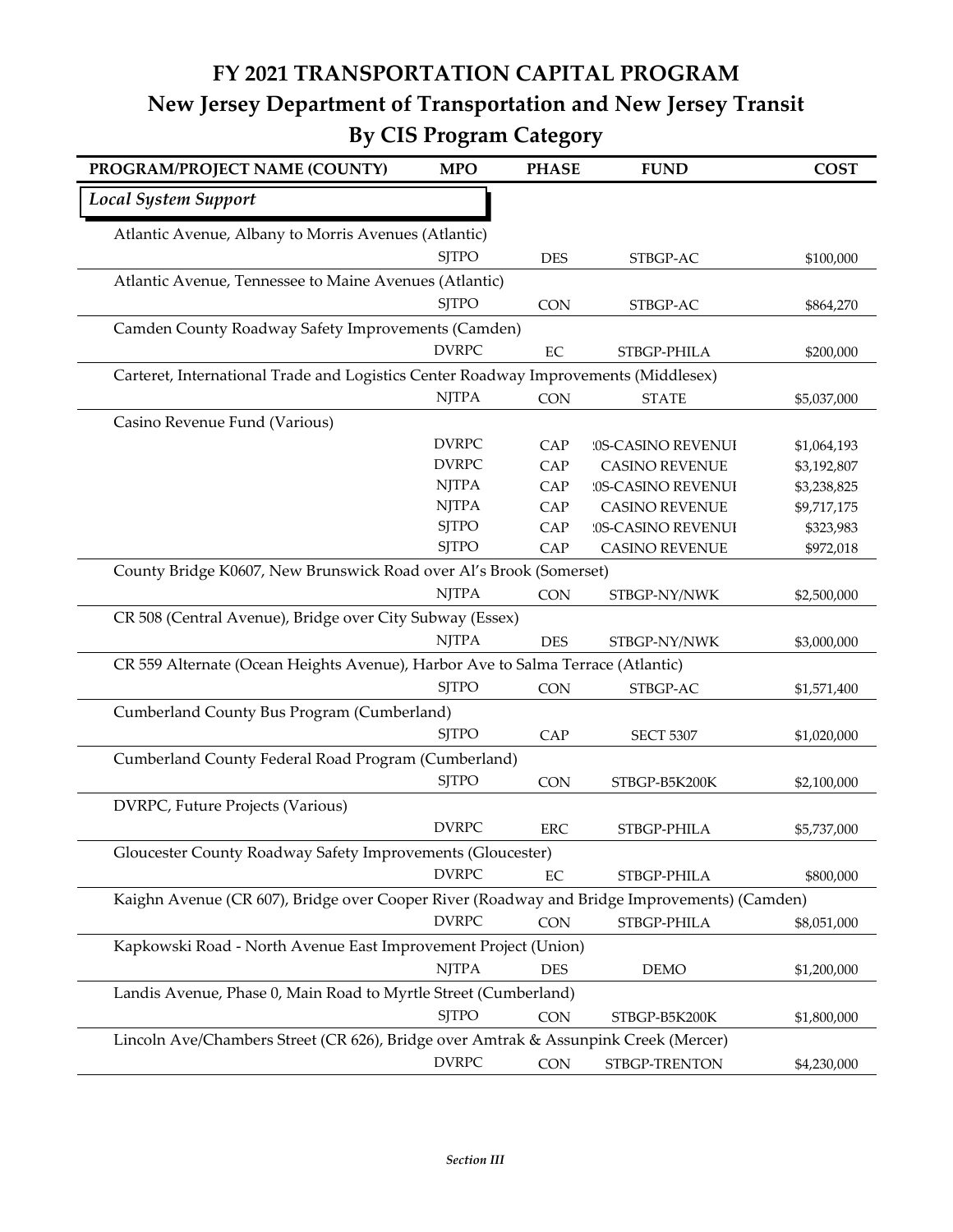# FY 2021 TRANSPORTATION CAPITAL PROGRAM
## New Jersey Department of Transportation and New Jersey Transit
## By CIS Program Category

| PROGRAM/PROJECT NAME (COUNTY) | MPO | PHASE | FUND | COST |
|---|---|---|---|---|
| ***Local System Support*** | | | | |
| Atlantic Avenue, Albany to Morris Avenues (Atlantic) | | | | |
| | SJTPO | DES | STBGP-AC | $100,000 |
| Atlantic Avenue, Tennessee to Maine Avenues (Atlantic) | | | | |
| | SJTPO | CON | STBGP-AC | $864,270 |
| Camden County Roadway Safety Improvements (Camden) | | | | |
| | DVRPC | EC | STBGP-PHILA | $200,000 |
| Carteret, International Trade and Logistics Center Roadway Improvements (Middlesex) | | | | |
| | NJTPA | CON | STATE | $5,037,000 |
| Casino Revenue Fund (Various) | | | | |
| | DVRPC | CAP | !0S-CASINO REVENUI | $1,064,193 |
| | DVRPC | CAP | CASINO REVENUE | $3,192,807 |
| | NJTPA | CAP | !0S-CASINO REVENUI | $3,238,825 |
| | NJTPA | CAP | CASINO REVENUE | $9,717,175 |
| | SJTPO | CAP | !0S-CASINO REVENUI | $323,983 |
| | SJTPO | CAP | CASINO REVENUE | $972,018 |
| County Bridge K0607, New Brunswick Road over Al's Brook (Somerset) | | | | |
| | NJTPA | CON | STBGP-NY/NWK | $2,500,000 |
| CR 508 (Central Avenue), Bridge over City Subway (Essex) | | | | |
| | NJTPA | DES | STBGP-NY/NWK | $3,000,000 |
| CR 559 Alternate (Ocean Heights Avenue), Harbor Ave to Salma Terrace (Atlantic) | | | | |
| | SJTPO | CON | STBGP-AC | $1,571,400 |
| Cumberland County Bus Program (Cumberland) | | | | |
| | SJTPO | CAP | SECT 5307 | $1,020,000 |
| Cumberland County Federal Road Program (Cumberland) | | | | |
| | SJTPO | CON | STBGP-B5K200K | $2,100,000 |
| DVRPC, Future Projects (Various) | | | | |
| | DVRPC | ERC | STBGP-PHILA | $5,737,000 |
| Gloucester County Roadway Safety Improvements (Gloucester) | | | | |
| | DVRPC | EC | STBGP-PHILA | $800,000 |
| Kaighn Avenue (CR 607), Bridge over Cooper River (Roadway and Bridge Improvements) (Camden) | | | | |
| | DVRPC | CON | STBGP-PHILA | $8,051,000 |
| Kapkowski Road - North Avenue East Improvement Project (Union) | | | | |
| | NJTPA | DES | DEMO | $1,200,000 |
| Landis Avenue, Phase 0, Main Road to Myrtle Street (Cumberland) | | | | |
| | SJTPO | CON | STBGP-B5K200K | $1,800,000 |
| Lincoln Ave/Chambers Street (CR 626), Bridge over Amtrak & Assunpink Creek (Mercer) | | | | |
| | DVRPC | CON | STBGP-TRENTON | $4,230,000 |

*Section III*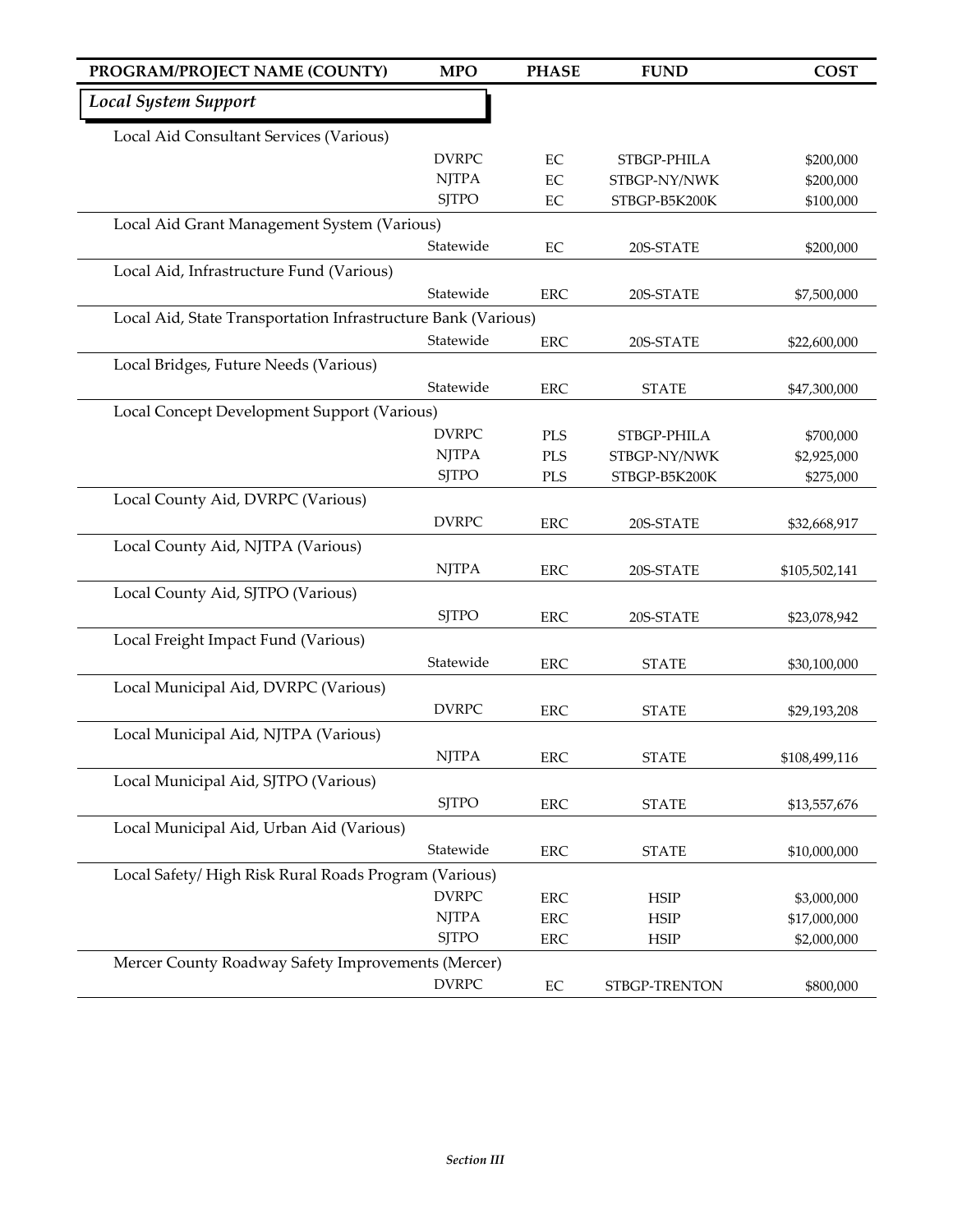| PROGRAM/PROJECT NAME (COUNTY) | MPO | PHASE | FUND | COST |
|---|---|---|---|---|
| ***Local System Support*** | | | | |
| Local Aid Consultant Services (Various) | | | | |
| | DVRPC | EC | STBGP-PHILA | $200,000 |
| | NJTPA | EC | STBGP-NY/NWK | $200,000 |
| | SJTPO | EC | STBGP-B5K200K | $100,000 |
| Local Aid Grant Management System (Various) | | | | |
| | Statewide | EC | 20S-STATE | $200,000 |
| Local Aid, Infrastructure Fund (Various) | | | | |
| | Statewide | ERC | 20S-STATE | $7,500,000 |
| Local Aid, State Transportation Infrastructure Bank (Various) | | | | |
| | Statewide | ERC | 20S-STATE | $22,600,000 |
| Local Bridges, Future Needs (Various) | | | | |
| | Statewide | ERC | STATE | $47,300,000 |
| Local Concept Development Support (Various) | | | | |
| | DVRPC | PLS | STBGP-PHILA | $700,000 |
| | NJTPA | PLS | STBGP-NY/NWK | $2,925,000 |
| | SJTPO | PLS | STBGP-B5K200K | $275,000 |
| Local County Aid, DVRPC (Various) | | | | |
| | DVRPC | ERC | 20S-STATE | $32,668,917 |
| Local County Aid, NJTPA (Various) | | | | |
| | NJTPA | ERC | 20S-STATE | $105,502,141 |
| Local County Aid, SJTPO (Various) | | | | |
| | SJTPO | ERC | 20S-STATE | $23,078,942 |
| Local Freight Impact Fund (Various) | | | | |
| | Statewide | ERC | STATE | $30,100,000 |
| Local Municipal Aid, DVRPC (Various) | | | | |
| | DVRPC | ERC | STATE | $29,193,208 |
| Local Municipal Aid, NJTPA (Various) | | | | |
| | NJTPA | ERC | STATE | $108,499,116 |
| Local Municipal Aid, SJTPO (Various) | | | | |
| | SJTPO | ERC | STATE | $13,557,676 |
| Local Municipal Aid, Urban Aid (Various) | | | | |
| | Statewide | ERC | STATE | $10,000,000 |
| Local Safety/ High Risk Rural Roads Program (Various) | | | | |
| | DVRPC | ERC | HSIP | $3,000,000 |
| | NJTPA | ERC | HSIP | $17,000,000 |
| | SJTPO | ERC | HSIP | $2,000,000 |
| Mercer County Roadway Safety Improvements (Mercer) | | | | |
| | DVRPC | EC | STBGP-TRENTON | $800,000 |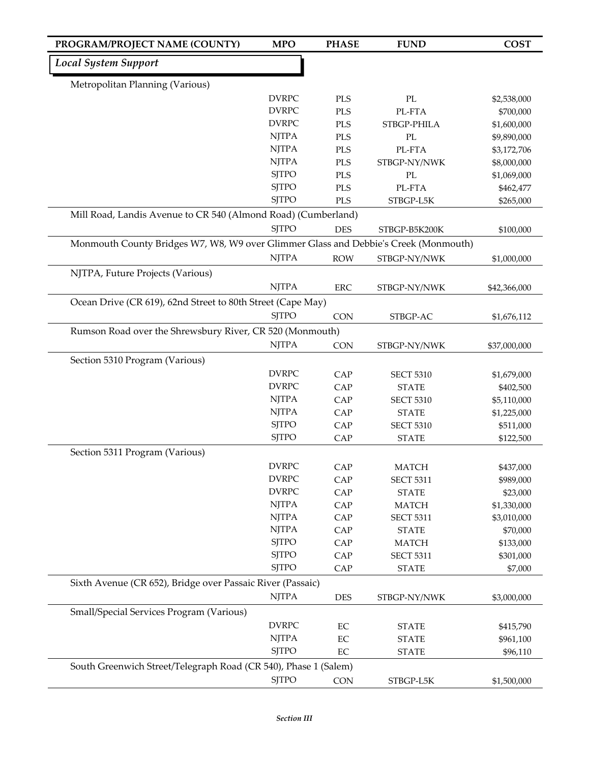| PROGRAM/PROJECT NAME (COUNTY) | MPO | PHASE | FUND | COST |
|---|---|---|---|---|
| ***Local System Support*** | | | | |
| Metropolitan Planning (Various) | | | | |
| | DVRPC | PLS | PL | $2,538,000 |
| | DVRPC | PLS | PL-FTA | $700,000 |
| | DVRPC | PLS | STBGP-PHILA | $1,600,000 |
| | NJTPA | PLS | PL | $9,890,000 |
| | NJTPA | PLS | PL-FTA | $3,172,706 |
| | NJTPA | PLS | STBGP-NY/NWK | $8,000,000 |
| | SJTPO | PLS | PL | $1,069,000 |
| | SJTPO | PLS | PL-FTA | $462,477 |
| | SJTPO | PLS | STBGP-L5K | $265,000 |
| Mill Road, Landis Avenue to CR 540 (Almond Road) (Cumberland) | | | | |
| | SJTPO | DES | STBGP-B5K200K | $100,000 |
| Monmouth County Bridges W7, W8, W9 over Glimmer Glass and Debbie's Creek (Monmouth) | | | | |
| | NJTPA | ROW | STBGP-NY/NWK | $1,000,000 |
| NJTPA, Future Projects (Various) | | | | |
| | NJTPA | ERC | STBGP-NY/NWK | $42,366,000 |
| Ocean Drive (CR 619), 62nd Street to 80th Street (Cape May) | | | | |
| | SJTPO | CON | STBGP-AC | $1,676,112 |
| Rumson Road over the Shrewsbury River, CR 520 (Monmouth) | | | | |
| | NJTPA | CON | STBGP-NY/NWK | $37,000,000 |
| Section 5310 Program (Various) | | | | |
| | DVRPC | CAP | SECT 5310 | $1,679,000 |
| | DVRPC | CAP | STATE | $402,500 |
| | NJTPA | CAP | SECT 5310 | $5,110,000 |
| | NJTPA | CAP | STATE | $1,225,000 |
| | SJTPO | CAP | SECT 5310 | $511,000 |
| | SJTPO | CAP | STATE | $122,500 |
| Section 5311 Program (Various) | | | | |
| | DVRPC | CAP | MATCH | $437,000 |
| | DVRPC | CAP | SECT 5311 | $989,000 |
| | DVRPC | CAP | STATE | $23,000 |
| | NJTPA | CAP | MATCH | $1,330,000 |
| | NJTPA | CAP | SECT 5311 | $3,010,000 |
| | NJTPA | CAP | STATE | $70,000 |
| | SJTPO | CAP | MATCH | $133,000 |
| | SJTPO | CAP | SECT 5311 | $301,000 |
| | SJTPO | CAP | STATE | $7,000 |
| Sixth Avenue (CR 652), Bridge over Passaic River (Passaic) | | | | |
| | NJTPA | DES | STBGP-NY/NWK | $3,000,000 |
| Small/Special Services Program (Various) | | | | |
| | DVRPC | EC | STATE | $415,790 |
| | NJTPA | EC | STATE | $961,100 |
| | SJTPO | EC | STATE | $96,110 |
| South Greenwich Street/Telegraph Road (CR 540), Phase 1 (Salem) | | | | |
| | SJTPO | CON | STBGP-L5K | $1,500,000 |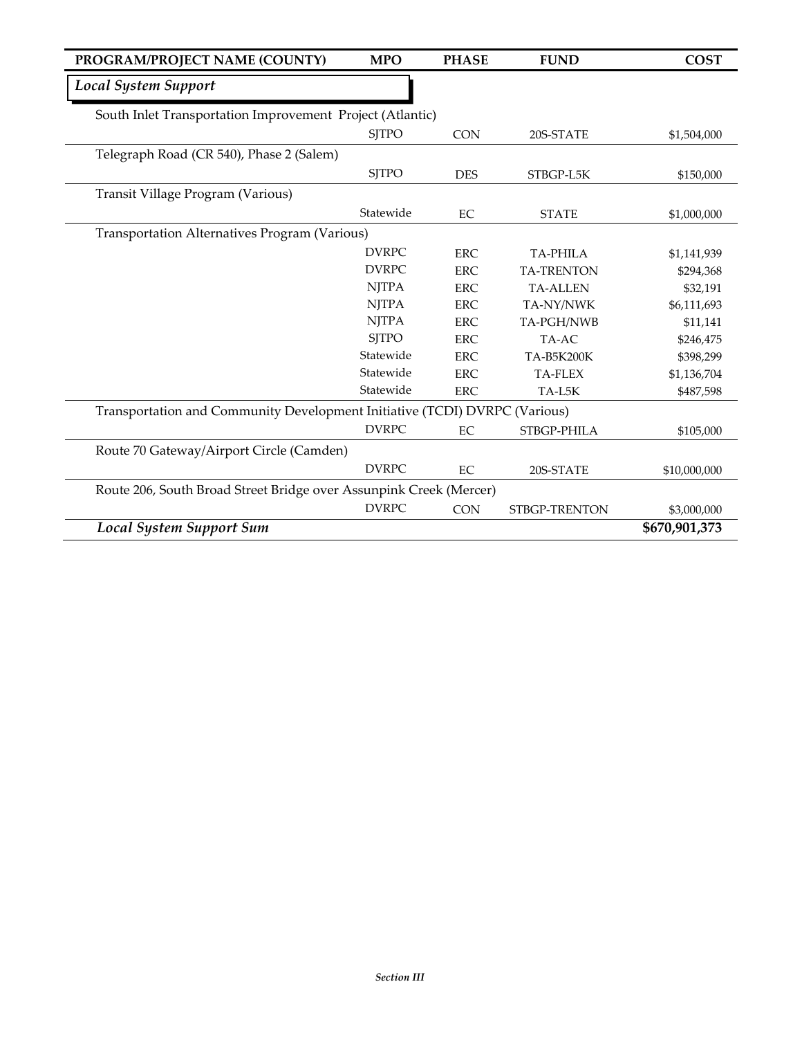| PROGRAM/PROJECT NAME (COUNTY) | MPO | PHASE | FUND | COST |
|---|---|---|---|---|
| ***Local System Support*** | | | | |
| South Inlet Transportation Improvement Project (Atlantic) | | | | |
| | SJTPO | CON | 20S-STATE | $1,504,000 |
| Telegraph Road (CR 540), Phase 2 (Salem) | | | | |
| | SJTPO | DES | STBGP-L5K | $150,000 |
| Transit Village Program (Various) | | | | |
| | Statewide | EC | STATE | $1,000,000 |
| Transportation Alternatives Program (Various) | | | | |
| | DVRPC | ERC | TA-PHILA | $1,141,939 |
| | DVRPC | ERC | TA-TRENTON | $294,368 |
| | NJTPA | ERC | TA-ALLEN | $32,191 |
| | NJTPA | ERC | TA-NY/NWK | $6,111,693 |
| | NJTPA | ERC | TA-PGH/NWB | $11,141 |
| | SJTPO | ERC | TA-AC | $246,475 |
| | Statewide | ERC | TA-B5K200K | $398,299 |
| | Statewide | ERC | TA-FLEX | $1,136,704 |
| | Statewide | ERC | TA-L5K | $487,598 |
| Transportation and Community Development Initiative (TCDI) DVRPC (Various) | | | | |
| | DVRPC | EC | STBGP-PHILA | $105,000 |
| Route 70 Gateway/Airport Circle (Camden) | | | | |
| | DVRPC | EC | 20S-STATE | $10,000,000 |
| Route 206, South Broad Street Bridge over Assunpink Creek (Mercer) | | | | |
| | DVRPC | CON | STBGP-TRENTON | $3,000,000 |
| ***Local System Support Sum*** | | | | **$670,901,373** |

*Section III*